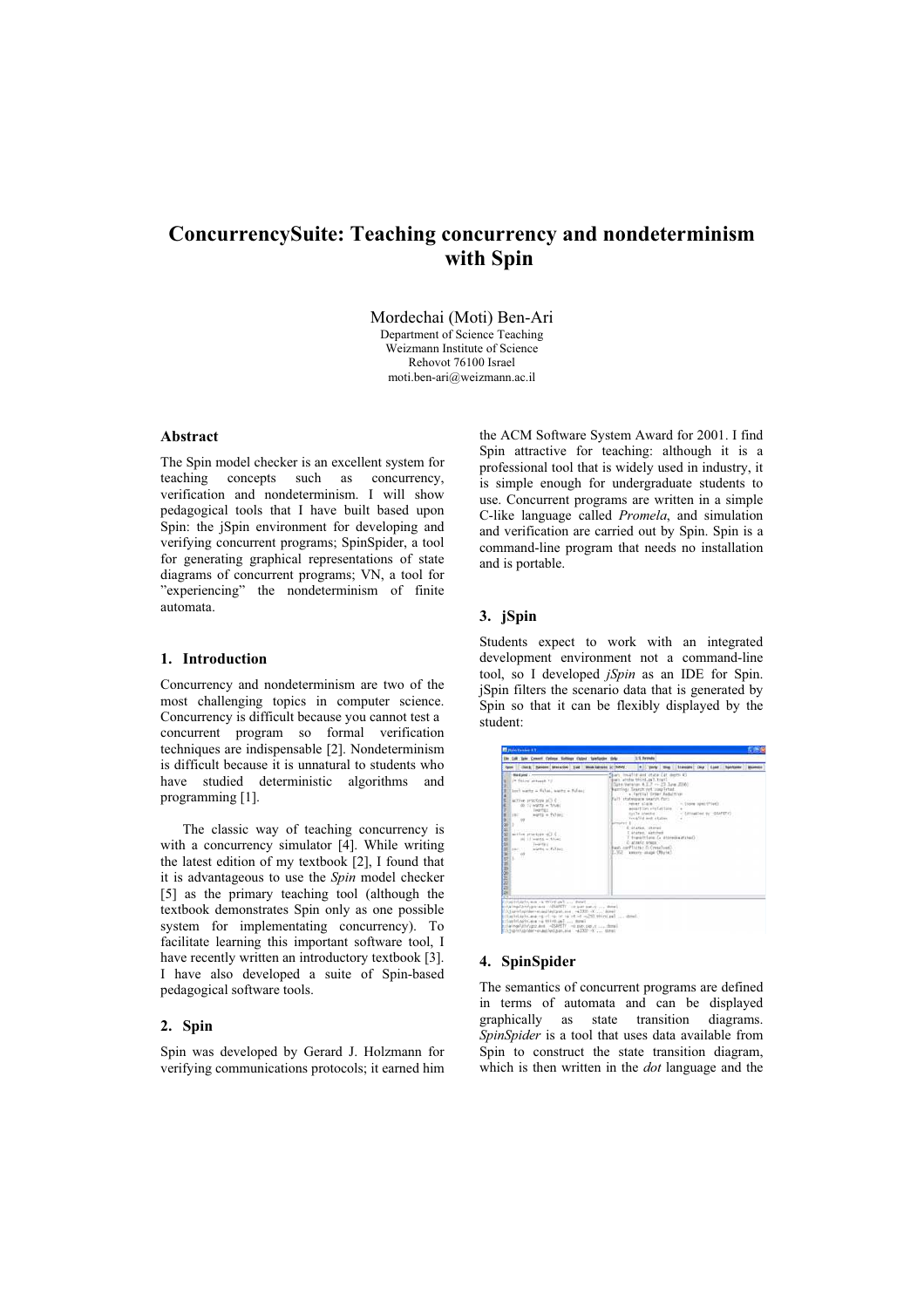# ConcurrencySuite: Teaching concurrency and nondeterminism with Spin

Mordechai (Moti) Ben-Ari
Department of Science Teaching
Weizmann Institute of Science
Rehovot 76100 Israel
moti.ben-ari@weizmann.ac.il

## Abstract

The Spin model checker is an excellent system for teaching concepts such as concurrency, verification and nondeterminism. I will show pedagogical tools that I have built based upon Spin: the jSpin environment for developing and verifying concurrent programs; SpinSpider, a tool for generating graphical representations of state diagrams of concurrent programs; VN, a tool for "experiencing" the nondeterminism of finite automata.

## 1. Introduction

Concurrency and nondeterminism are two of the most challenging topics in computer science. Concurrency is difficult because you cannot test a concurrent program so formal verification techniques are indispensable [2]. Nondeterminism is difficult because it is unnatural to students who have studied deterministic algorithms and programming [1].

The classic way of teaching concurrency is with a concurrency simulator [4]. While writing the latest edition of my textbook [2], I found that it is advantageous to use the *Spin* model checker [5] as the primary teaching tool (although the textbook demonstrates Spin only as one possible system for implementating concurrency). To facilitate learning this important software tool, I have recently written an introductory textbook [3]. I have also developed a suite of Spin-based pedagogical software tools.

## 2. Spin

Spin was developed by Gerard J. Holzmann for verifying communications protocols; it earned him the ACM Software System Award for 2001. I find Spin attractive for teaching: although it is a professional tool that is widely used in industry, it is simple enough for undergraduate students to use. Concurrent programs are written in a simple C-like language called *Promela*, and simulation and verification are carried out by Spin. Spin is a command-line program that needs no installation and is portable.

## 3. jSpin

Students expect to work with an integrated development environment not a command-line tool, so I developed *jSpin* as an IDE for Spin. jSpin filters the scenario data that is generated by Spin so that it can be flexibly displayed by the student:

## 4. SpinSpider

The semantics of concurrent programs are defined in terms of automata and can be displayed graphically as state transition diagrams. *SpinSpider* is a tool that uses data available from Spin to construct the state transition diagram, which is then written in the *dot* language and the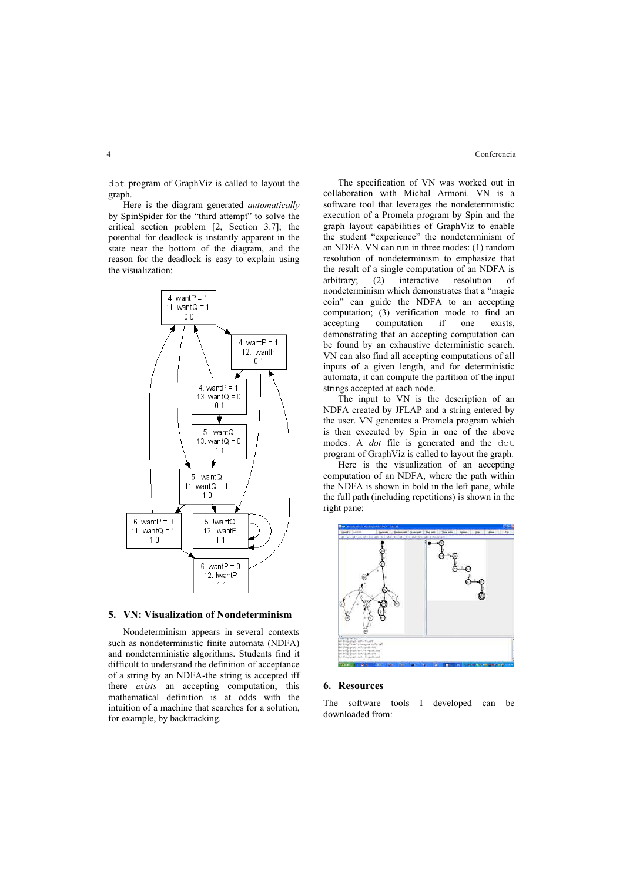`dot` program of GraphViz is called to layout the graph.

Here is the diagram generated *automatically* by SpinSpider for the "third attempt" to solve the critical section problem [2, Section 3.7]; the potential for deadlock is instantly apparent in the state near the bottom of the diagram, and the reason for the deadlock is easy to explain using the visualization:

## 5. VN: Visualization of Nondeterminism

Nondeterminism appears in several contexts such as nondeterministic finite automata (NDFA) and nondeterministic algorithms. Students find it difficult to understand the definition of acceptance of a string by an NDFA-the string is accepted iff there *exists* an accepting computation; this mathematical definition is at odds with the intuition of a machine that searches for a solution, for example, by backtracking.

The specification of VN was worked out in collaboration with Michal Armoni. VN is a software tool that leverages the nondeterministic execution of a Promela program by Spin and the graph layout capabilities of GraphViz to enable the student "experience" the nondeterminism of an NDFA. VN can run in three modes: (1) random resolution of nondeterminism to emphasize that the result of a single computation of an NDFA is arbitrary; (2) interactive resolution of nondeterminism which demonstrates that a "magic coin" can guide the NDFA to an accepting computation; (3) verification mode to find an accepting computation if one exists, demonstrating that an accepting computation can be found by an exhaustive deterministic search. VN can also find all accepting computations of all inputs of a given length, and for deterministic automata, it can compute the partition of the input strings accepted at each node.

The input to VN is the description of an NDFA created by JFLAP and a string entered by the user. VN generates a Promela program which is then executed by Spin in one of the above modes. A *dot* file is generated and the `dot` program of GraphViz is called to layout the graph.

Here is the visualization of an accepting computation of an NDFA, where the path within the NDFA is shown in bold in the left pane, while the full path (including repetitions) is shown in the right pane:

## 6. Resources

The software tools I developed can be downloaded from: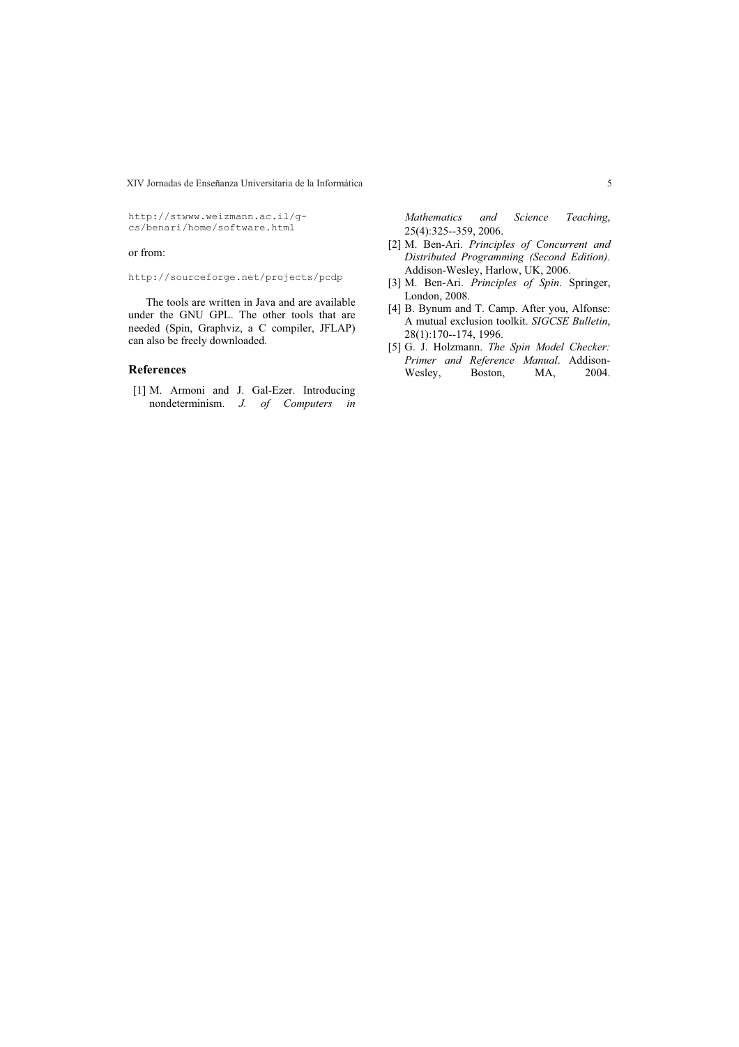```
http://stwww.weizmann.ac.il/g-cs/benari/home/software.html
```

or from:

```
http://sourceforge.net/projects/pcdp
```

The tools are written in Java and are available under the GNU GPL. The other tools that are needed (Spin, Graphviz, a C compiler, JFLAP) can also be freely downloaded.

## References

[1] M. Armoni and J. Gal-Ezer. Introducing nondeterminism. *J. of Computers in Mathematics and Science Teaching*, 25(4):325--359, 2006.

[2] M. Ben-Ari. *Principles of Concurrent and Distributed Programming (Second Edition)*. Addison-Wesley, Harlow, UK, 2006.

[3] M. Ben-Ari. *Principles of Spin*. Springer, London, 2008.

[4] B. Bynum and T. Camp. After you, Alfonse: A mutual exclusion toolkit. *SIGCSE Bulletin*, 28(1):170--174, 1996.

[5] G. J. Holzmann. *The Spin Model Checker: Primer and Reference Manual*. Addison-Wesley, Boston, MA, 2004.